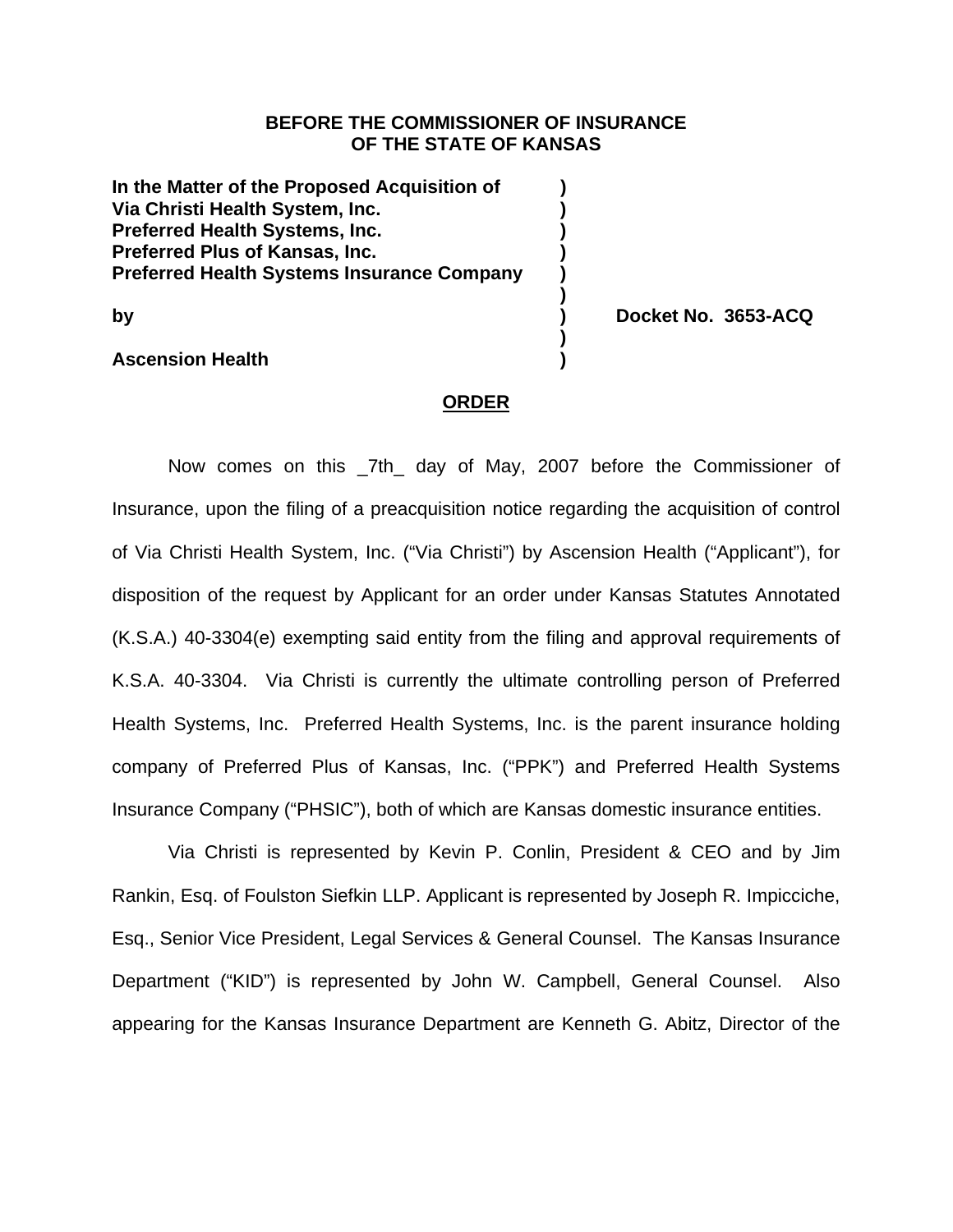**BEFORE THE COMMISSIONER OF INSURANCE**
**OF THE STATE OF KANSAS**

| | | |
|---|---|---|
| **In the Matter of the Proposed Acquisition of** | **)** | |
| **Via Christi Health System, Inc.** | **)** | |
| **Preferred Health Systems, Inc.** | **)** | |
| **Preferred Plus of Kansas, Inc.** | **)** | |
| **Preferred Health Systems Insurance Company** | **)** | |
| | **)** | |
| **by** | **)** | **Docket No. 3653-ACQ** |
| | **)** | |
| **Ascension Health** | **)** | |

**ORDER**

Now comes on this _7th_ day of May, 2007 before the Commissioner of Insurance, upon the filing of a preacquisition notice regarding the acquisition of control of Via Christi Health System, Inc. ("Via Christi") by Ascension Health ("Applicant"), for disposition of the request by Applicant for an order under Kansas Statutes Annotated (K.S.A.) 40-3304(e) exempting said entity from the filing and approval requirements of K.S.A. 40-3304. Via Christi is currently the ultimate controlling person of Preferred Health Systems, Inc. Preferred Health Systems, Inc. is the parent insurance holding company of Preferred Plus of Kansas, Inc. ("PPK") and Preferred Health Systems Insurance Company ("PHSIC"), both of which are Kansas domestic insurance entities.

Via Christi is represented by Kevin P. Conlin, President & CEO and by Jim Rankin, Esq. of Foulston Siefkin LLP. Applicant is represented by Joseph R. Impicciche, Esq., Senior Vice President, Legal Services & General Counsel. The Kansas Insurance Department ("KID") is represented by John W. Campbell, General Counsel. Also appearing for the Kansas Insurance Department are Kenneth G. Abitz, Director of the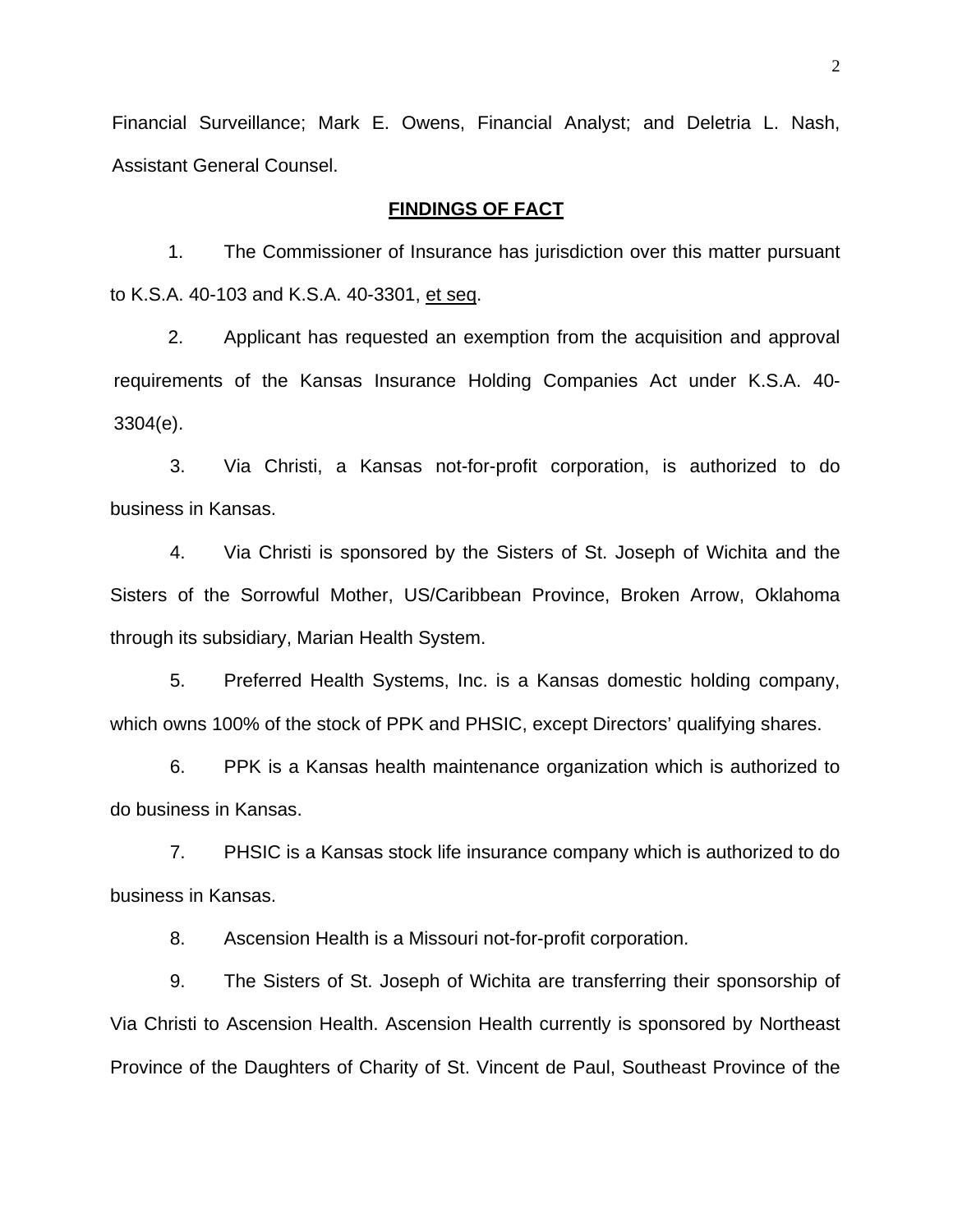Financial Surveillance; Mark E. Owens, Financial Analyst; and Deletria L. Nash, Assistant General Counsel.

## FINDINGS OF FACT

1. The Commissioner of Insurance has jurisdiction over this matter pursuant to K.S.A. 40-103 and K.S.A. 40-3301, et seq.

2. Applicant has requested an exemption from the acquisition and approval requirements of the Kansas Insurance Holding Companies Act under K.S.A. 40-3304(e).

3. Via Christi, a Kansas not-for-profit corporation, is authorized to do business in Kansas.

4. Via Christi is sponsored by the Sisters of St. Joseph of Wichita and the Sisters of the Sorrowful Mother, US/Caribbean Province, Broken Arrow, Oklahoma through its subsidiary, Marian Health System.

5. Preferred Health Systems, Inc. is a Kansas domestic holding company, which owns 100% of the stock of PPK and PHSIC, except Directors' qualifying shares.

6. PPK is a Kansas health maintenance organization which is authorized to do business in Kansas.

7. PHSIC is a Kansas stock life insurance company which is authorized to do business in Kansas.

8. Ascension Health is a Missouri not-for-profit corporation.

9. The Sisters of St. Joseph of Wichita are transferring their sponsorship of Via Christi to Ascension Health. Ascension Health currently is sponsored by Northeast Province of the Daughters of Charity of St. Vincent de Paul, Southeast Province of the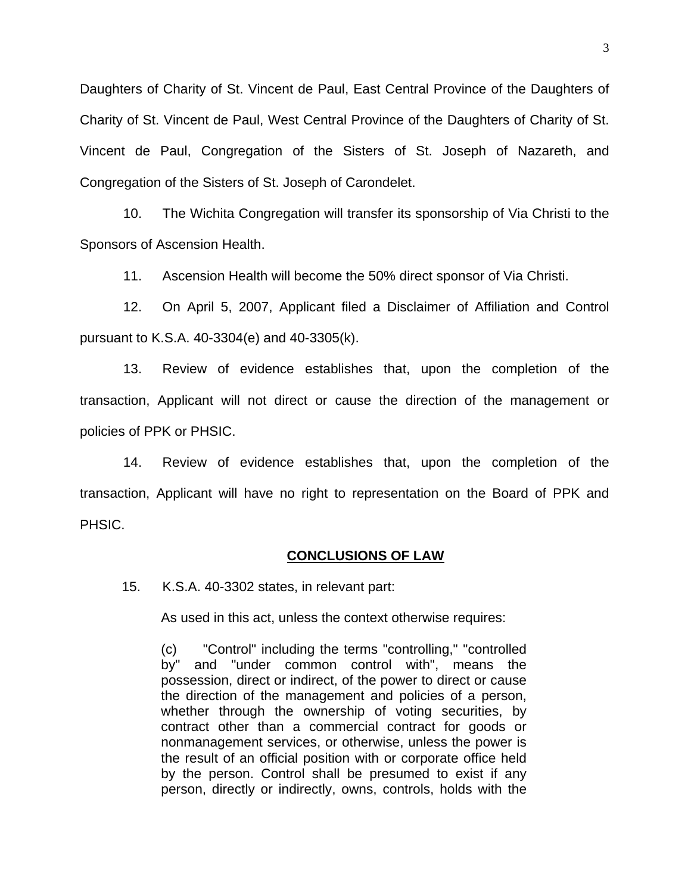Daughters of Charity of St. Vincent de Paul, East Central Province of the Daughters of Charity of St. Vincent de Paul, West Central Province of the Daughters of Charity of St. Vincent de Paul, Congregation of the Sisters of St. Joseph of Nazareth, and Congregation of the Sisters of St. Joseph of Carondelet.

10. The Wichita Congregation will transfer its sponsorship of Via Christi to the Sponsors of Ascension Health.

11. Ascension Health will become the 50% direct sponsor of Via Christi.

12. On April 5, 2007, Applicant filed a Disclaimer of Affiliation and Control pursuant to K.S.A. 40-3304(e) and 40-3305(k).

13. Review of evidence establishes that, upon the completion of the transaction, Applicant will not direct or cause the direction of the management or policies of PPK or PHSIC.

14. Review of evidence establishes that, upon the completion of the transaction, Applicant will have no right to representation on the Board of PPK and PHSIC.

## CONCLUSIONS OF LAW

15. K.S.A. 40-3302 states, in relevant part:

> As used in this act, unless the context otherwise requires:
>
> (c) "Control" including the terms "controlling," "controlled by" and "under common control with", means the possession, direct or indirect, of the power to direct or cause the direction of the management and policies of a person, whether through the ownership of voting securities, by contract other than a commercial contract for goods or nonmanagement services, or otherwise, unless the power is the result of an official position with or corporate office held by the person. Control shall be presumed to exist if any person, directly or indirectly, owns, controls, holds with the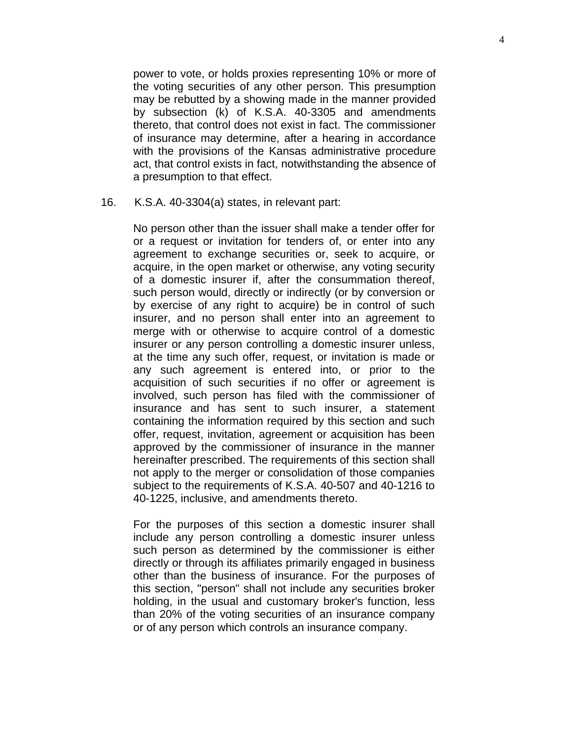> power to vote, or holds proxies representing 10% or more of the voting securities of any other person. This presumption may be rebutted by a showing made in the manner provided by subsection (k) of K.S.A. 40-3305 and amendments thereto, that control does not exist in fact. The commissioner of insurance may determine, after a hearing in accordance with the provisions of the Kansas administrative procedure act, that control exists in fact, notwithstanding the absence of a presumption to that effect.

16. K.S.A. 40-3304(a) states, in relevant part:

> No person other than the issuer shall make a tender offer for or a request or invitation for tenders of, or enter into any agreement to exchange securities or, seek to acquire, or acquire, in the open market or otherwise, any voting security of a domestic insurer if, after the consummation thereof, such person would, directly or indirectly (or by conversion or by exercise of any right to acquire) be in control of such insurer, and no person shall enter into an agreement to merge with or otherwise to acquire control of a domestic insurer or any person controlling a domestic insurer unless, at the time any such offer, request, or invitation is made or any such agreement is entered into, or prior to the acquisition of such securities if no offer or agreement is involved, such person has filed with the commissioner of insurance and has sent to such insurer, a statement containing the information required by this section and such offer, request, invitation, agreement or acquisition has been approved by the commissioner of insurance in the manner hereinafter prescribed. The requirements of this section shall not apply to the merger or consolidation of those companies subject to the requirements of K.S.A. 40-507 and 40-1216 to 40-1225, inclusive, and amendments thereto.
>
> For the purposes of this section a domestic insurer shall include any person controlling a domestic insurer unless such person as determined by the commissioner is either directly or through its affiliates primarily engaged in business other than the business of insurance. For the purposes of this section, "person" shall not include any securities broker holding, in the usual and customary broker's function, less than 20% of the voting securities of an insurance company or of any person which controls an insurance company.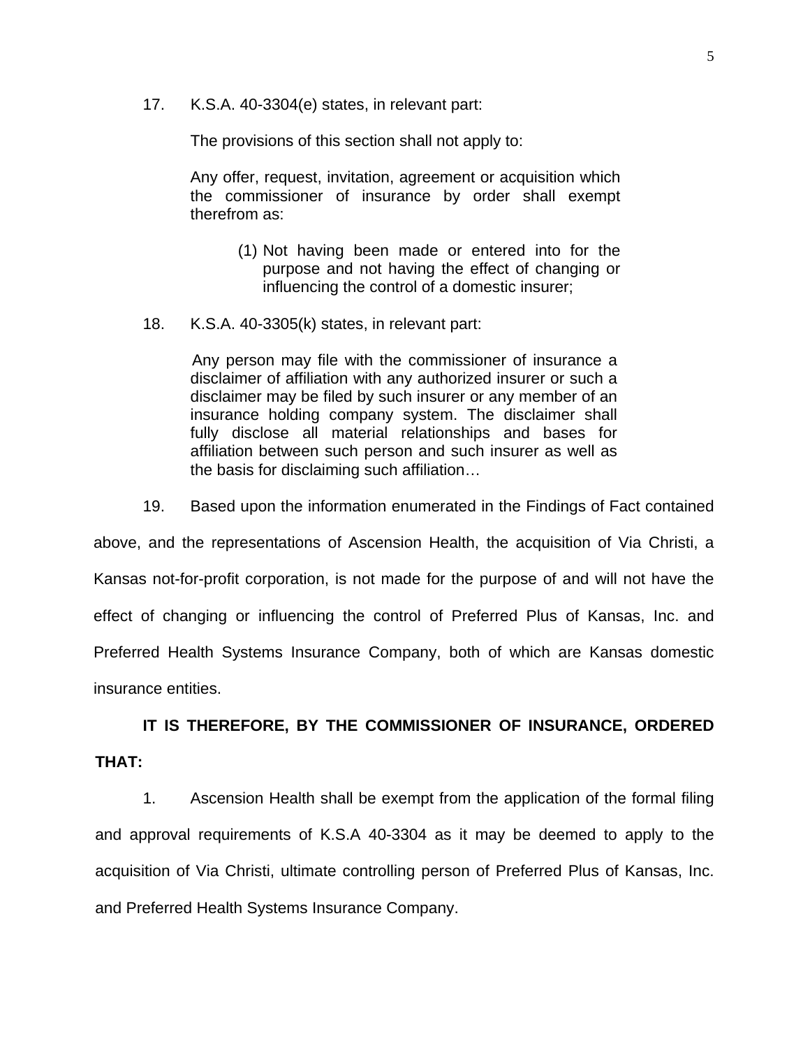17. K.S.A. 40-3304(e) states, in relevant part:

> The provisions of this section shall not apply to:
>
> Any offer, request, invitation, agreement or acquisition which the commissioner of insurance by order shall exempt therefrom as:
>
> (1) Not having been made or entered into for the purpose and not having the effect of changing or influencing the control of a domestic insurer;

18. K.S.A. 40-3305(k) states, in relevant part:

> Any person may file with the commissioner of insurance a disclaimer of affiliation with any authorized insurer or such a disclaimer may be filed by such insurer or any member of an insurance holding company system. The disclaimer shall fully disclose all material relationships and bases for affiliation between such person and such insurer as well as the basis for disclaiming such affiliation…

19. Based upon the information enumerated in the Findings of Fact contained above, and the representations of Ascension Health, the acquisition of Via Christi, a Kansas not-for-profit corporation, is not made for the purpose of and will not have the effect of changing or influencing the control of Preferred Plus of Kansas, Inc. and Preferred Health Systems Insurance Company, both of which are Kansas domestic insurance entities.

**IT IS THEREFORE, BY THE COMMISSIONER OF INSURANCE, ORDERED THAT:**

1. Ascension Health shall be exempt from the application of the formal filing and approval requirements of K.S.A 40-3304 as it may be deemed to apply to the acquisition of Via Christi, ultimate controlling person of Preferred Plus of Kansas, Inc. and Preferred Health Systems Insurance Company.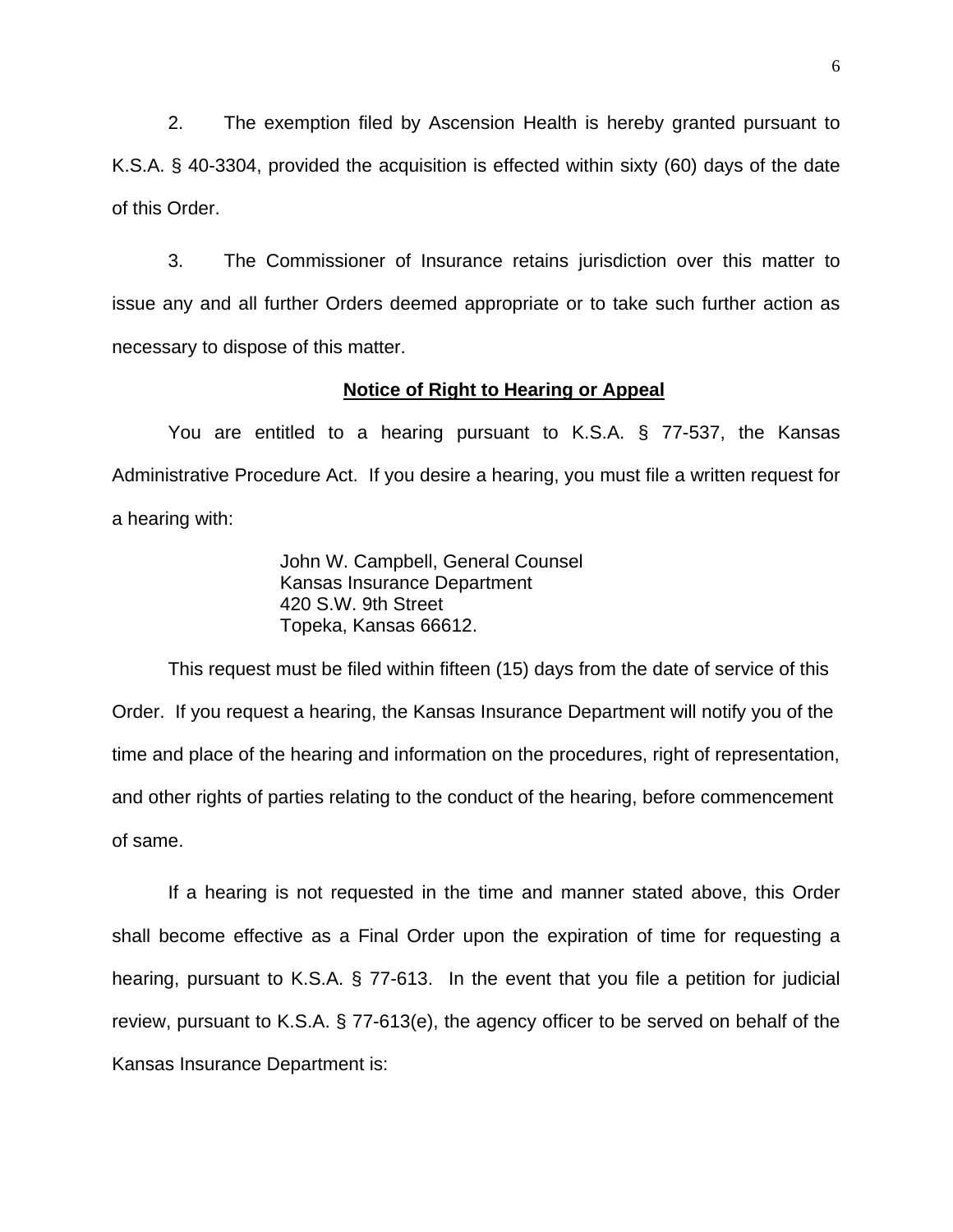2. The exemption filed by Ascension Health is hereby granted pursuant to K.S.A. § 40-3304, provided the acquisition is effected within sixty (60) days of the date of this Order.

3. The Commissioner of Insurance retains jurisdiction over this matter to issue any and all further Orders deemed appropriate or to take such further action as necessary to dispose of this matter.

**Notice of Right to Hearing or Appeal**

You are entitled to a hearing pursuant to K.S.A. § 77-537, the Kansas Administrative Procedure Act. If you desire a hearing, you must file a written request for a hearing with:

> John W. Campbell, General Counsel
> Kansas Insurance Department
> 420 S.W. 9th Street
> Topeka, Kansas 66612.

This request must be filed within fifteen (15) days from the date of service of this Order. If you request a hearing, the Kansas Insurance Department will notify you of the time and place of the hearing and information on the procedures, right of representation, and other rights of parties relating to the conduct of the hearing, before commencement of same.

If a hearing is not requested in the time and manner stated above, this Order shall become effective as a Final Order upon the expiration of time for requesting a hearing, pursuant to K.S.A. § 77-613. In the event that you file a petition for judicial review, pursuant to K.S.A. § 77-613(e), the agency officer to be served on behalf of the Kansas Insurance Department is: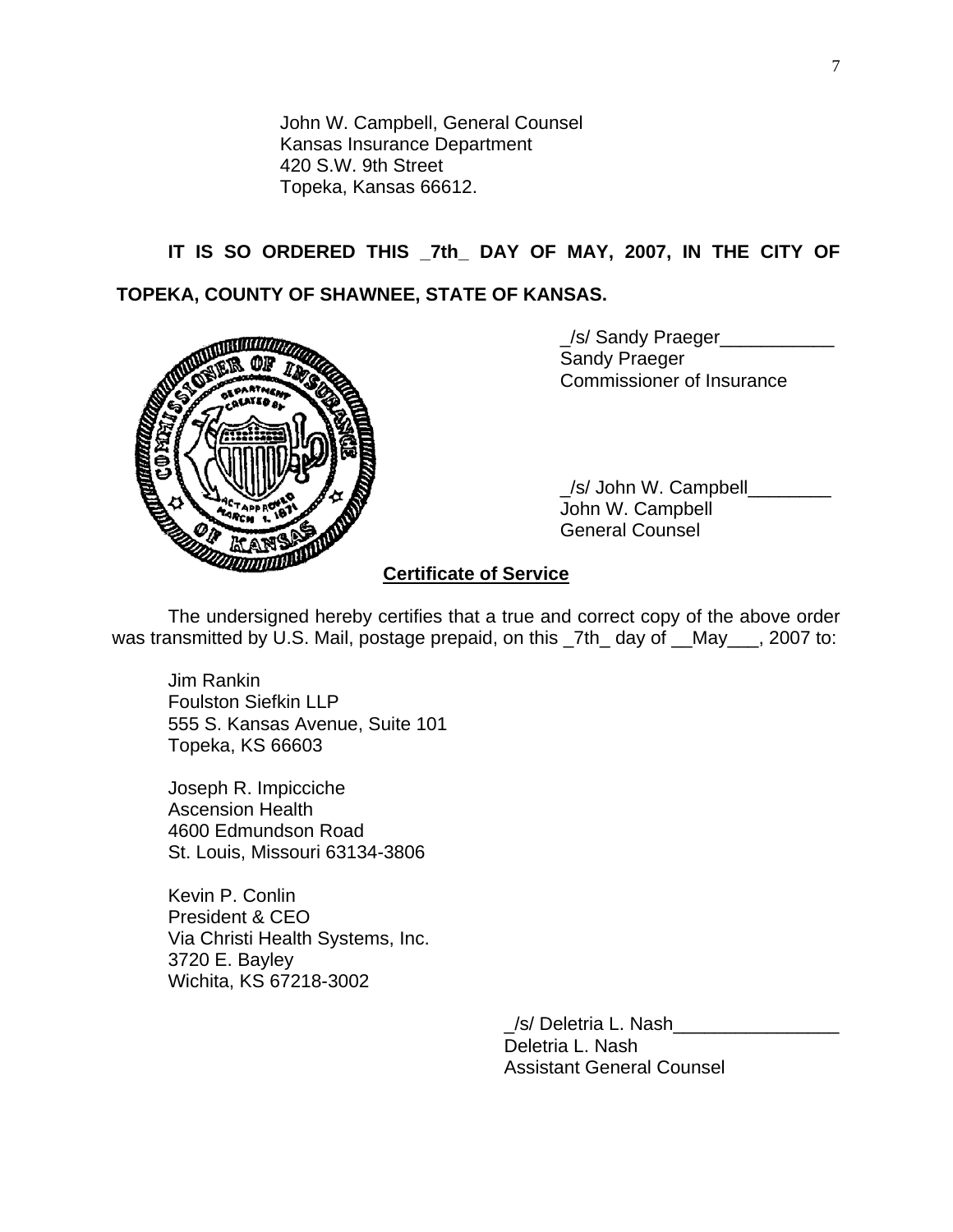John W. Campbell, General Counsel
Kansas Insurance Department
420 S.W. 9th Street
Topeka, Kansas 66612.

**IT IS SO ORDERED THIS _7th_ DAY OF MAY, 2007, IN THE CITY OF TOPEKA, COUNTY OF SHAWNEE, STATE OF KANSAS.**

_/s/ Sandy Praeger___________
Sandy Praeger
Commissioner of Insurance

_/s/ John W. Campbell________
John W. Campbell
General Counsel

**Certificate of Service**

The undersigned hereby certifies that a true and correct copy of the above order was transmitted by U.S. Mail, postage prepaid, on this _7th_ day of __May___, 2007 to:

Jim Rankin
Foulston Siefkin LLP
555 S. Kansas Avenue, Suite 101
Topeka, KS 66603

Joseph R. Impicciche
Ascension Health
4600 Edmundson Road
St. Louis, Missouri 63134-3806

Kevin P. Conlin
President & CEO
Via Christi Health Systems, Inc.
3720 E. Bayley
Wichita, KS 67218-3002

_/s/ Deletria L. Nash________________
Deletria L. Nash
Assistant General Counsel